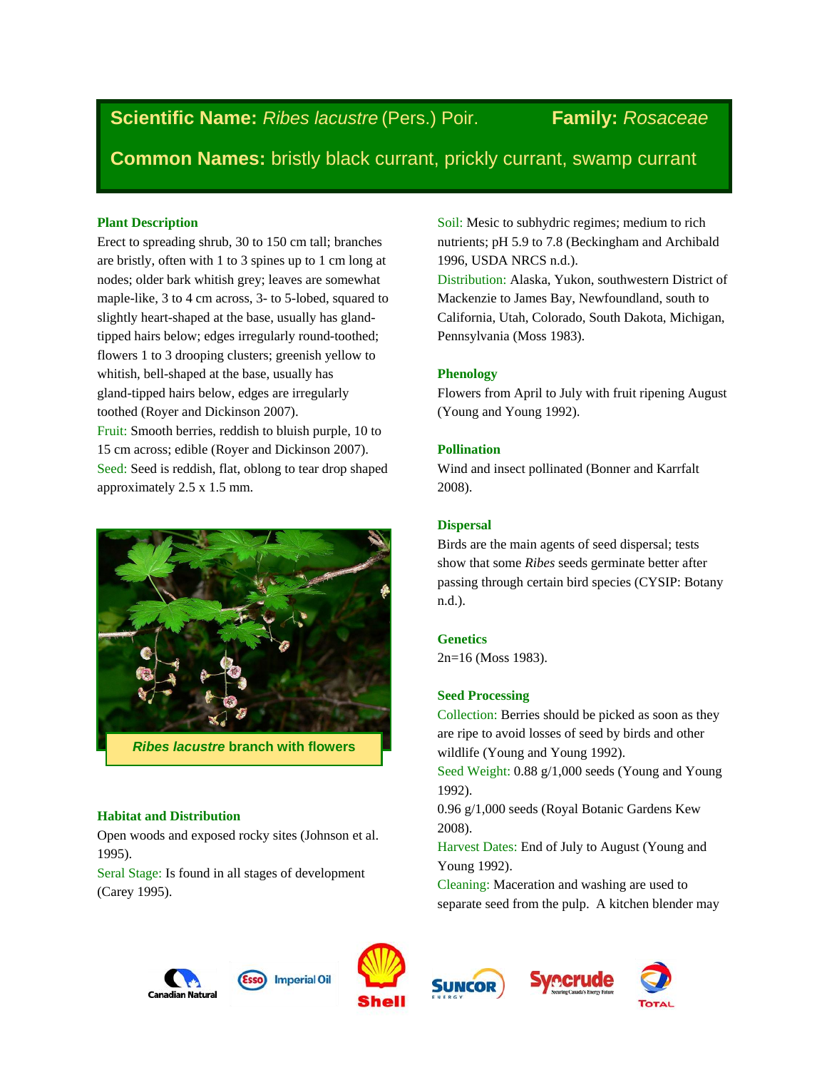**Scientific Name:** *Ribes lacustre* (Pers.) Poir. **Family:** *Rosaceae*

**Common Names:** bristly black currant, prickly currant, swamp currant

## Plant Description

Erect to spreading shrub, 30 to 150 cm tall; branches are bristly, often with 1 to 3 spines up to 1 cm long at nodes; older bark whitish grey; leaves are somewhat maple-like, 3 to 4 cm across, 3- to 5-lobed, squared to slightly heart-shaped at the base, usually has gland-tipped hairs below; edges irregularly round-toothed; flowers 1 to 3 drooping clusters; greenish yellow to whitish, bell-shaped at the base, usually has gland-tipped hairs below, edges are irregularly toothed (Royer and Dickinson 2007).

Fruit: Smooth berries, reddish to bluish purple, 10 to 15 cm across; edible (Royer and Dickinson 2007).

Seed: Seed is reddish, flat, oblong to tear drop shaped approximately 2.5 x 1.5 mm.

*Ribes lacustre* branch with flowers

## Habitat and Distribution

Open woods and exposed rocky sites (Johnson et al. 1995).

Seral Stage: Is found in all stages of development (Carey 1995).

Soil: Mesic to subhydric regimes; medium to rich nutrients; pH 5.9 to 7.8 (Beckingham and Archibald 1996, USDA NRCS n.d.).

Distribution: Alaska, Yukon, southwestern District of Mackenzie to James Bay, Newfoundland, south to California, Utah, Colorado, South Dakota, Michigan, Pennsylvania (Moss 1983).

## Phenology

Flowers from April to July with fruit ripening August (Young and Young 1992).

## Pollination

Wind and insect pollinated (Bonner and Karrfalt 2008).

## Dispersal

Birds are the main agents of seed dispersal; tests show that some *Ribes* seeds germinate better after passing through certain bird species (CYSIP: Botany n.d.).

## Genetics

2n=16 (Moss 1983).

## Seed Processing

Collection: Berries should be picked as soon as they are ripe to avoid losses of seed by birds and other wildlife (Young and Young 1992).

Seed Weight: 0.88 g/1,000 seeds (Young and Young 1992).

0.96 g/1,000 seeds (Royal Botanic Gardens Kew 2008).

Harvest Dates: End of July to August (Young and Young 1992).

Cleaning: Maceration and washing are used to separate seed from the pulp. A kitchen blender may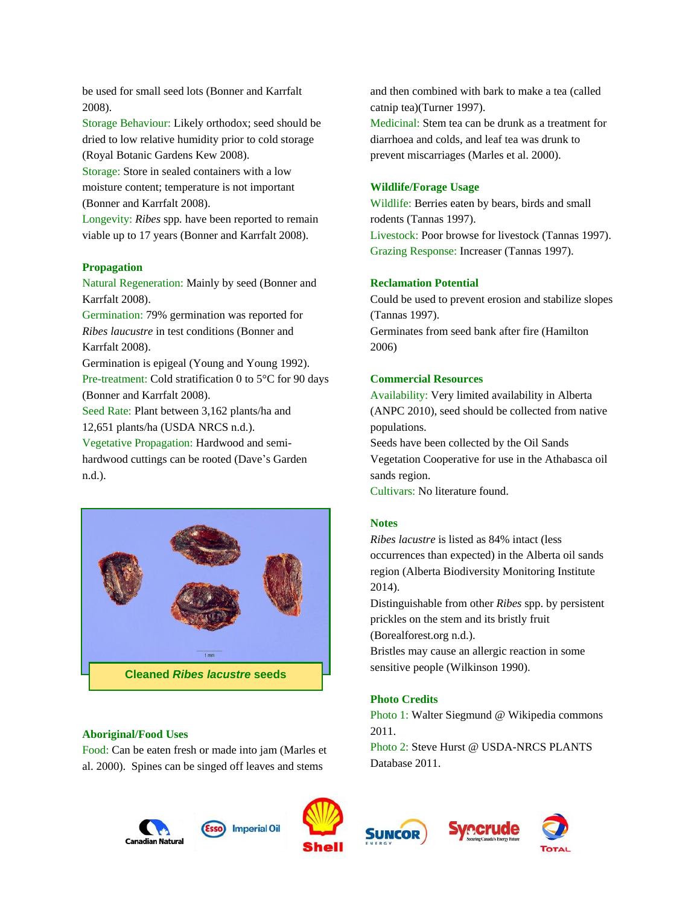be used for small seed lots (Bonner and Karrfalt 2008).

Storage Behaviour: Likely orthodox; seed should be dried to low relative humidity prior to cold storage (Royal Botanic Gardens Kew 2008).

Storage: Store in sealed containers with a low moisture content; temperature is not important (Bonner and Karrfalt 2008).

Longevity: *Ribes* spp. have been reported to remain viable up to 17 years (Bonner and Karrfalt 2008).

**Propagation**

Natural Regeneration: Mainly by seed (Bonner and Karrfalt 2008).

Germination: 79% germination was reported for *Ribes laucustre* in test conditions (Bonner and Karrfalt 2008).

Germination is epigeal (Young and Young 1992).

Pre-treatment: Cold stratification 0 to 5°C for 90 days (Bonner and Karrfalt 2008).

Seed Rate: Plant between 3,162 plants/ha and 12,651 plants/ha (USDA NRCS n.d.).

Vegetative Propagation: Hardwood and semi-hardwood cuttings can be rooted (Dave's Garden n.d.).

Cleaned *Ribes lacustre* seeds

**Aboriginal/Food Uses**

Food: Can be eaten fresh or made into jam (Marles et al. 2000). Spines can be singed off leaves and stems and then combined with bark to make a tea (called catnip tea)(Turner 1997).

Medicinal: Stem tea can be drunk as a treatment for diarrhoea and colds, and leaf tea was drunk to prevent miscarriages (Marles et al. 2000).

**Wildlife/Forage Usage**

Wildlife: Berries eaten by bears, birds and small rodents (Tannas 1997).

Livestock: Poor browse for livestock (Tannas 1997).

Grazing Response: Increaser (Tannas 1997).

**Reclamation Potential**

Could be used to prevent erosion and stabilize slopes (Tannas 1997).

Germinates from seed bank after fire (Hamilton 2006)

**Commercial Resources**

Availability: Very limited availability in Alberta (ANPC 2010), seed should be collected from native populations.

Seeds have been collected by the Oil Sands Vegetation Cooperative for use in the Athabasca oil sands region.

Cultivars: No literature found.

**Notes**

*Ribes lacustre* is listed as 84% intact (less occurrences than expected) in the Alberta oil sands region (Alberta Biodiversity Monitoring Institute 2014).

Distinguishable from other *Ribes* spp. by persistent prickles on the stem and its bristly fruit (Borealforest.org n.d.).

Bristles may cause an allergic reaction in some sensitive people (Wilkinson 1990).

**Photo Credits**

Photo 1: Walter Siegmund @ Wikipedia commons 2011.

Photo 2: Steve Hurst @ USDA-NRCS PLANTS Database 2011.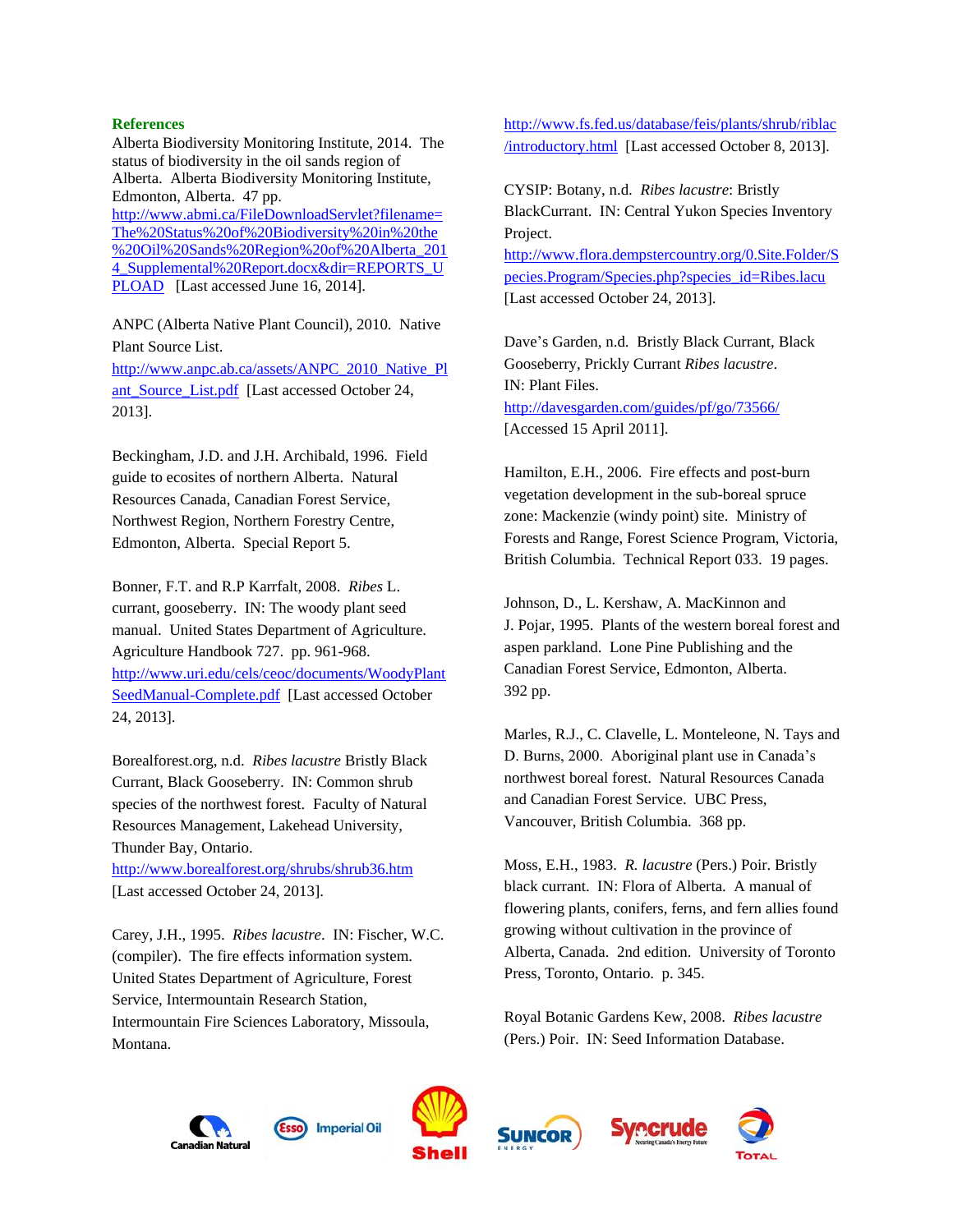## References

Alberta Biodiversity Monitoring Institute, 2014. The status of biodiversity in the oil sands region of Alberta. Alberta Biodiversity Monitoring Institute, Edmonton, Alberta. 47 pp. http://www.abmi.ca/FileDownloadServlet?filename=The%20Status%20of%20Biodiversity%20in%20the%20Oil%20Sands%20Region%20of%20Alberta_2014_Supplemental%20Report.docx&dir=REPORTS_UPLOAD [Last accessed June 16, 2014].

ANPC (Alberta Native Plant Council), 2010. Native Plant Source List. http://www.anpc.ab.ca/assets/ANPC_2010_Native_Plant_Source_List.pdf [Last accessed October 24, 2013].

Beckingham, J.D. and J.H. Archibald, 1996. Field guide to ecosites of northern Alberta. Natural Resources Canada, Canadian Forest Service, Northwest Region, Northern Forestry Centre, Edmonton, Alberta. Special Report 5.

Bonner, F.T. and R.P Karrfalt, 2008. *Ribes* L. currant, gooseberry. IN: The woody plant seed manual. United States Department of Agriculture. Agriculture Handbook 727. pp. 961-968. http://www.uri.edu/cels/ceoc/documents/WoodyPlantSeedManual-Complete.pdf [Last accessed October 24, 2013].

Borealforest.org, n.d. *Ribes lacustre* Bristly Black Currant, Black Gooseberry. IN: Common shrub species of the northwest forest. Faculty of Natural Resources Management, Lakehead University, Thunder Bay, Ontario. http://www.borealforest.org/shrubs/shrub36.htm [Last accessed October 24, 2013].

Carey, J.H., 1995. *Ribes lacustre*. IN: Fischer, W.C. (compiler). The fire effects information system. United States Department of Agriculture, Forest Service, Intermountain Research Station, Intermountain Fire Sciences Laboratory, Missoula, Montana. http://www.fs.fed.us/database/feis/plants/shrub/riblac/introductory.html [Last accessed October 8, 2013].

CYSIP: Botany, n.d. *Ribes lacustre*: Bristly BlackCurrant. IN: Central Yukon Species Inventory Project. http://www.flora.dempstercountry.org/0.Site.Folder/Species.Program/Species.php?species_id=Ribes.lacu [Last accessed October 24, 2013].

Dave's Garden, n.d. Bristly Black Currant, Black Gooseberry, Prickly Currant *Ribes lacustre*. IN: Plant Files. http://davesgarden.com/guides/pf/go/73566/ [Accessed 15 April 2011].

Hamilton, E.H., 2006. Fire effects and post-burn vegetation development in the sub-boreal spruce zone: Mackenzie (windy point) site. Ministry of Forests and Range, Forest Science Program, Victoria, British Columbia. Technical Report 033. 19 pages.

Johnson, D., L. Kershaw, A. MacKinnon and J. Pojar, 1995. Plants of the western boreal forest and aspen parkland. Lone Pine Publishing and the Canadian Forest Service, Edmonton, Alberta. 392 pp.

Marles, R.J., C. Clavelle, L. Monteleone, N. Tays and D. Burns, 2000. Aboriginal plant use in Canada's northwest boreal forest. Natural Resources Canada and Canadian Forest Service. UBC Press, Vancouver, British Columbia. 368 pp.

Moss, E.H., 1983. *R. lacustre* (Pers.) Poir. Bristly black currant. IN: Flora of Alberta. A manual of flowering plants, conifers, ferns, and fern allies found growing without cultivation in the province of Alberta, Canada. 2nd edition. University of Toronto Press, Toronto, Ontario. p. 345.

Royal Botanic Gardens Kew, 2008. *Ribes lacustre* (Pers.) Poir. IN: Seed Information Database.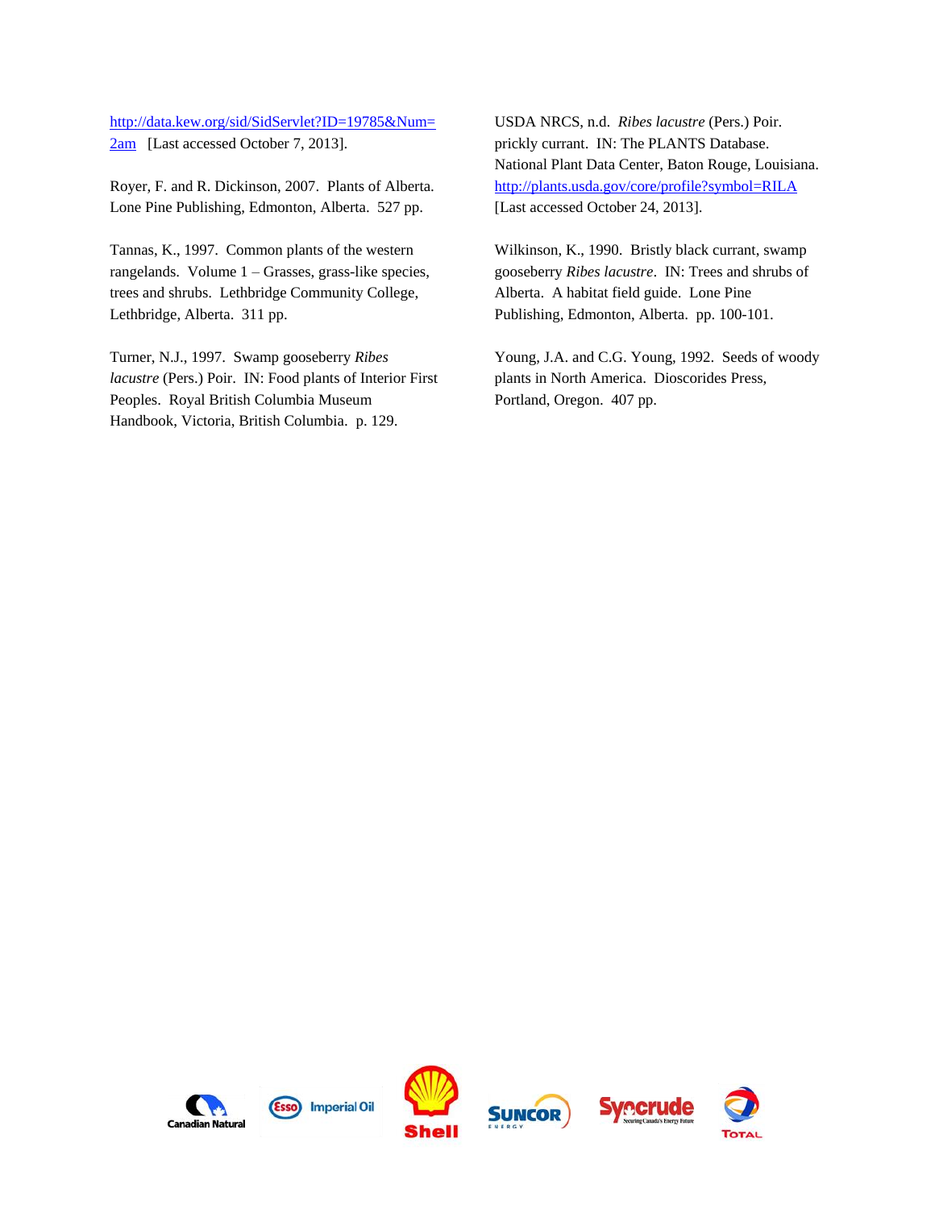http://data.kew.org/sid/SidServlet?ID=19785&Num=2am [Last accessed October 7, 2013].

Royer, F. and R. Dickinson, 2007. Plants of Alberta. Lone Pine Publishing, Edmonton, Alberta. 527 pp.

Tannas, K., 1997. Common plants of the western rangelands. Volume 1 – Grasses, grass-like species, trees and shrubs. Lethbridge Community College, Lethbridge, Alberta. 311 pp.

Turner, N.J., 1997. Swamp gooseberry *Ribes lacustre* (Pers.) Poir. IN: Food plants of Interior First Peoples. Royal British Columbia Museum Handbook, Victoria, British Columbia. p. 129.

USDA NRCS, n.d. *Ribes lacustre* (Pers.) Poir. prickly currant. IN: The PLANTS Database. National Plant Data Center, Baton Rouge, Louisiana. http://plants.usda.gov/core/profile?symbol=RILA [Last accessed October 24, 2013].

Wilkinson, K., 1990. Bristly black currant, swamp gooseberry *Ribes lacustre*. IN: Trees and shrubs of Alberta. A habitat field guide. Lone Pine Publishing, Edmonton, Alberta. pp. 100-101.

Young, J.A. and C.G. Young, 1992. Seeds of woody plants in North America. Dioscorides Press, Portland, Oregon. 407 pp.